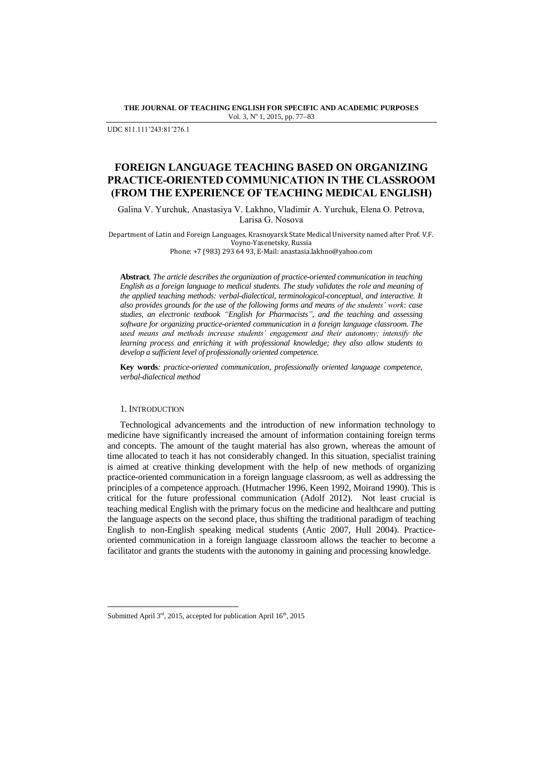UDC 811.111'243:81'276.1

# FOREIGN LANGUAGE TEACHING BASED ON ORGANIZING PRACTICE-ORIENTED COMMUNICATION IN THE CLASSROOM (FROM THE EXPERIENCE OF TEACHING MEDICAL ENGLISH)

Galina V. Yurchuk, Anastasiya V. Lakhno, Vladimir A. Yurchuk, Elena O. Petrova, Larisa G. Nosova

Department of Latin and Foreign Languages, Krasnoyarsk State Medical University named after Prof. V.F. Voyno-Yasenetsky, Russia
Phone: +7 (983) 293 64 93, E-Mail: anastasia.lakhno@yahoo.com

**Abstract**. *The article describes the organization of practice-oriented communication in teaching English as a foreign language to medical students. The study validates the role and meaning of the applied teaching methods: verbal-dialectical, terminological-conceptual, and interactive. It also provides grounds for the use of the following forms and means of the students' work: case studies, an electronic textbook "English for Pharmacists", and the teaching and assessing software for organizing practice-oriented communication in a foreign language classroom. The used means and methods increase students' engagement and their autonomy; intensify the learning process and enriching it with professional knowledge; they also allow students to develop a sufficient level of professionally oriented competence.*

**Key words**: *practice-oriented communication, professionally oriented language competence, verbal-dialectical method*

## 1. Introduction

Technological advancements and the introduction of new information technology to medicine have significantly increased the amount of information containing foreign terms and concepts. The amount of the taught material has also grown, whereas the amount of time allocated to teach it has not considerably changed. In this situation, specialist training is aimed at creative thinking development with the help of new methods of organizing practice-oriented communication in a foreign language classroom, as well as addressing the principles of a competence approach. (Hutmacher 1996, Keen 1992, Moirand 1990). This is critical for the future professional communication (Adolf 2012). Not least crucial is teaching medical English with the primary focus on the medicine and healthcare and putting the language aspects on the second place, thus shifting the traditional paradigm of teaching English to non-English speaking medical students (Antic 2007, Hull 2004). Practice-oriented communication in a foreign language classroom allows the teacher to become a facilitator and grants the students with the autonomy in gaining and processing knowledge.

Submitted April 3rd, 2015, accepted for publication April 16th, 2015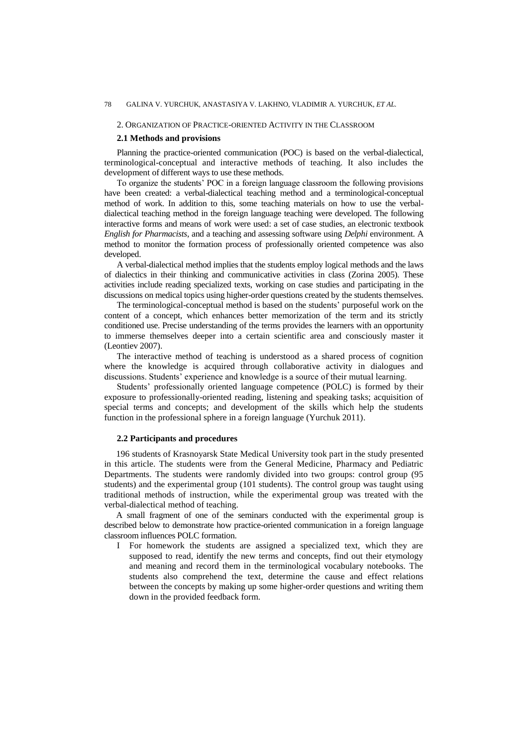## 2. Organization of Practice-oriented Activity in the Classroom

### 2.1 Methods and provisions

Planning the practice-oriented communication (POC) is based on the verbal-dialectical, terminological-conceptual and interactive methods of teaching. It also includes the development of different ways to use these methods.

To organize the students' POC in a foreign language classroom the following provisions have been created: a verbal-dialectical teaching method and a terminological-conceptual method of work. In addition to this, some teaching materials on how to use the verbal-dialectical teaching method in the foreign language teaching were developed. The following interactive forms and means of work were used: a set of case studies, an electronic textbook *English for Pharmacists*, and a teaching and assessing software using *Delphi* environment. A method to monitor the formation process of professionally oriented competence was also developed.

A verbal-dialectical method implies that the students employ logical methods and the laws of dialectics in their thinking and communicative activities in class (Zorina 2005). These activities include reading specialized texts, working on case studies and participating in the discussions on medical topics using higher-order questions created by the students themselves.

The terminological-conceptual method is based on the students' purposeful work on the content of a concept, which enhances better memorization of the term and its strictly conditioned use. Precise understanding of the terms provides the learners with an opportunity to immerse themselves deeper into a certain scientific area and consciously master it (Leontiev 2007).

The interactive method of teaching is understood as a shared process of cognition where the knowledge is acquired through collaborative activity in dialogues and discussions. Students' experience and knowledge is a source of their mutual learning.

Students' professionally oriented language competence (POLC) is formed by their exposure to professionally-oriented reading, listening and speaking tasks; acquisition of special terms and concepts; and development of the skills which help the students function in the professional sphere in a foreign language (Yurchuk 2011).

### 2.2 Participants and procedures

196 students of Krasnoyarsk State Medical University took part in the study presented in this article. The students were from the General Medicine, Pharmacy and Pediatric Departments. The students were randomly divided into two groups: control group (95 students) and the experimental group (101 students). The control group was taught using traditional methods of instruction, while the experimental group was treated with the verbal-dialectical method of teaching.

A small fragment of one of the seminars conducted with the experimental group is described below to demonstrate how practice-oriented communication in a foreign language classroom influences POLC formation.

I For homework the students are assigned a specialized text, which they are supposed to read, identify the new terms and concepts, find out their etymology and meaning and record them in the terminological vocabulary notebooks. The students also comprehend the text, determine the cause and effect relations between the concepts by making up some higher-order questions and writing them down in the provided feedback form.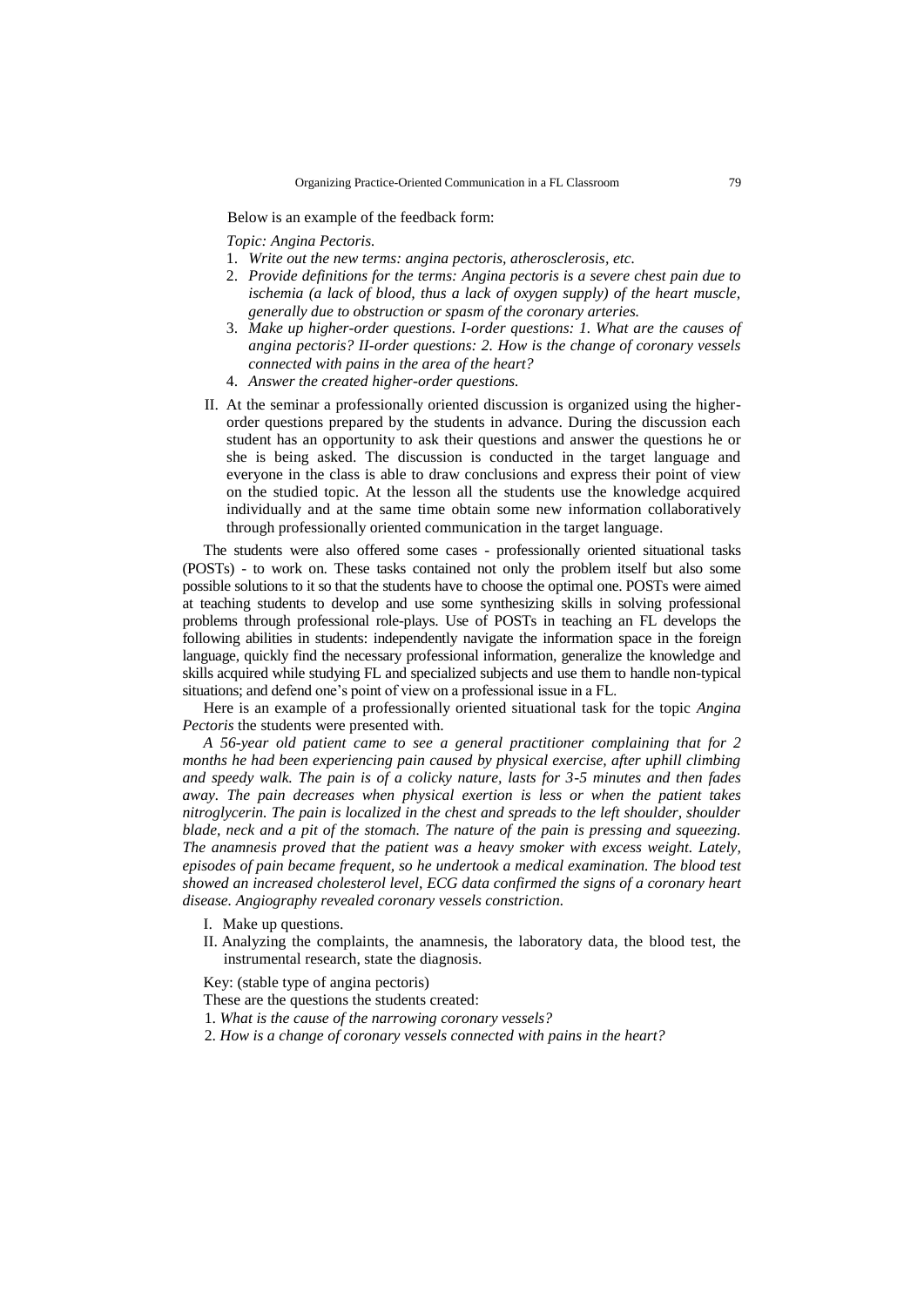Below is an example of the feedback form:

*Topic: Angina Pectoris.*

1. *Write out the new terms: angina pectoris, atherosclerosis, etc.*
2. *Provide definitions for the terms: Angina pectoris is a severe chest pain due to ischemia (a lack of blood, thus a lack of oxygen supply) of the heart muscle, generally due to obstruction or spasm of the coronary arteries.*
3. *Make up higher-order questions. I-order questions: 1. What are the causes of angina pectoris? II-order questions: 2. How is the change of coronary vessels connected with pains in the area of the heart?*
4. *Answer the created higher-order questions.*

II. At the seminar a professionally oriented discussion is organized using the higher-order questions prepared by the students in advance. During the discussion each student has an opportunity to ask their questions and answer the questions he or she is being asked. The discussion is conducted in the target language and everyone in the class is able to draw conclusions and express their point of view on the studied topic. At the lesson all the students use the knowledge acquired individually and at the same time obtain some new information collaboratively through professionally oriented communication in the target language.

The students were also offered some cases - professionally oriented situational tasks (POSTs) - to work on. These tasks contained not only the problem itself but also some possible solutions to it so that the students have to choose the optimal one. POSTs were aimed at teaching students to develop and use some synthesizing skills in solving professional problems through professional role-plays. Use of POSTs in teaching an FL develops the following abilities in students: independently navigate the information space in the foreign language, quickly find the necessary professional information, generalize the knowledge and skills acquired while studying FL and specialized subjects and use them to handle non-typical situations; and defend one's point of view on a professional issue in a FL.

Here is an example of a professionally oriented situational task for the topic *Angina Pectoris* the students were presented with.

*A 56-year old patient came to see a general practitioner complaining that for 2 months he had been experiencing pain caused by physical exercise, after uphill climbing and speedy walk. The pain is of a colicky nature, lasts for 3-5 minutes and then fades away. The pain decreases when physical exertion is less or when the patient takes nitroglycerin. The pain is localized in the chest and spreads to the left shoulder, shoulder blade, neck and a pit of the stomach. The nature of the pain is pressing and squeezing. The anamnesis proved that the patient was a heavy smoker with excess weight. Lately, episodes of pain became frequent, so he undertook a medical examination. The blood test showed an increased cholesterol level, ECG data confirmed the signs of a coronary heart disease. Angiography revealed coronary vessels constriction.*

I. Make up questions.

II. Analyzing the complaints, the anamnesis, the laboratory data, the blood test, the instrumental research, state the diagnosis.

Key: (stable type of angina pectoris)

These are the questions the students created:

1. *What is the cause of the narrowing coronary vessels?*
2. *How is a change of coronary vessels connected with pains in the heart?*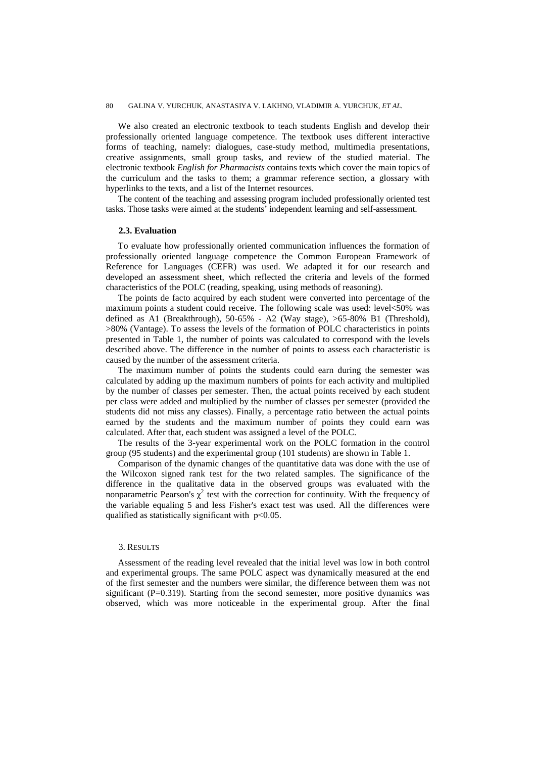We also created an electronic textbook to teach students English and develop their professionally oriented language competence. The textbook uses different interactive forms of teaching, namely: dialogues, case-study method, multimedia presentations, creative assignments, small group tasks, and review of the studied material. The electronic textbook *English for Pharmacists* contains texts which cover the main topics of the curriculum and the tasks to them; a grammar reference section, a glossary with hyperlinks to the texts, and a list of the Internet resources.

The content of the teaching and assessing program included professionally oriented test tasks. Those tasks were aimed at the students' independent learning and self-assessment.

### 2.3. Evaluation

To evaluate how professionally oriented communication influences the formation of professionally oriented language competence the Common European Framework of Reference for Languages (CEFR) was used. We adapted it for our research and developed an assessment sheet, which reflected the criteria and levels of the formed characteristics of the POLC (reading, speaking, using methods of reasoning).

The points de facto acquired by each student were converted into percentage of the maximum points a student could receive. The following scale was used: level<50% was defined as A1 (Breakthrough), 50-65% - A2 (Way stage), >65-80% B1 (Threshold), >80% (Vantage). To assess the levels of the formation of POLC characteristics in points presented in Table 1, the number of points was calculated to correspond with the levels described above. The difference in the number of points to assess each characteristic is caused by the number of the assessment criteria.

The maximum number of points the students could earn during the semester was calculated by adding up the maximum numbers of points for each activity and multiplied by the number of classes per semester. Then, the actual points received by each student per class were added and multiplied by the number of classes per semester (provided the students did not miss any classes). Finally, a percentage ratio between the actual points earned by the students and the maximum number of points they could earn was calculated. After that, each student was assigned a level of the POLC.

The results of the 3-year experimental work on the POLC formation in the control group (95 students) and the experimental group (101 students) are shown in Table 1.

Comparison of the dynamic changes of the quantitative data was done with the use of the Wilcoxon signed rank test for the two related samples. The significance of the difference in the qualitative data in the observed groups was evaluated with the nonparametric Pearson's $\chi^2$ test with the correction for continuity. With the frequency of the variable equaling 5 and less Fisher's exact test was used. All the differences were qualified as statistically significant with $p<0.05$.

## 3. Results

Assessment of the reading level revealed that the initial level was low in both control and experimental groups. The same POLC aspect was dynamically measured at the end of the first semester and the numbers were similar, the difference between them was not significant ($P=0.319$). Starting from the second semester, more positive dynamics was observed, which was more noticeable in the experimental group. After the final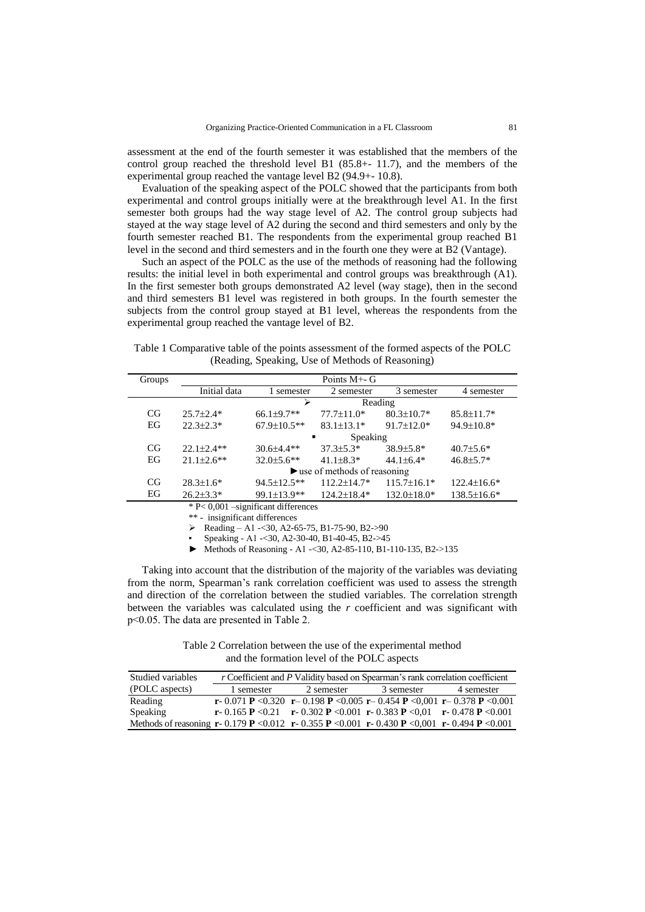assessment at the end of the fourth semester it was established that the members of the control group reached the threshold level B1 (85.8+- 11.7), and the members of the experimental group reached the vantage level B2 (94.9+- 10.8).

Evaluation of the speaking aspect of the POLC showed that the participants from both experimental and control groups initially were at the breakthrough level A1. In the first semester both groups had the way stage level of A2. The control group subjects had stayed at the way stage level of A2 during the second and third semesters and only by the fourth semester reached B1. The respondents from the experimental group reached B1 level in the second and third semesters and in the fourth one they were at B2 (Vantage).

Such an aspect of the POLC as the use of the methods of reasoning had the following results: the initial level in both experimental and control groups was breakthrough (A1). In the first semester both groups demonstrated A2 level (way stage), then in the second and third semesters B1 level was registered in both groups. In the fourth semester the subjects from the control group stayed at B1 level, whereas the respondents from the experimental group reached the vantage level of B2.

Table 1 Comparative table of the points assessment of the formed aspects of the POLC (Reading, Speaking, Use of Methods of Reasoning)

| Groups | Points M+- G | | | | |
|---|---|---|---|---|---|
| | Initial data | 1 semester | 2 semester | 3 semester | 4 semester |
| | | ➢ Reading | | | |
| CG | 25.7±2.4* | 66.1±9.7** | 77.7±11.0* | 80.3±10.7* | 85.8±11.7* |
| EG | 22.3±2.3* | 67.9±10.5** | 83.1±13.1* | 91.7±12.0* | 94.9±10.8* |
| | | ▪ Speaking | | | |
| CG | 22.1±2.4** | 30.6±4.4** | 37.3±5.3* | 38.9±5.8* | 40.7±5.6* |
| EG | 21.1±2.6** | 32.0±5.6** | 41.1±8.3* | 44.1±6.4* | 46.8±5.7* |
| | | ►use of methods of reasoning | | | |
| CG | 28.3±1.6* | 94.5±12.5** | 112.2±14.7* | 115.7±16.1* | 122.4±16.6* |
| EG | 26.2±3.3* | 99.1±13.9** | 124.2±18.4* | 132.0±18.0* | 138.5±16.6* |

\* P< 0,001 –significant differences

\** - insignificant differences

➢ Reading – A1 -<30, A2-65-75, B1-75-90, B2->90

▪ Speaking - A1 -<30, A2-30-40, B1-40-45, B2->45

► Methods of Reasoning - A1 -<30, A2-85-110, B1-110-135, B2->135

Taking into account that the distribution of the majority of the variables was deviating from the norm, Spearman's rank correlation coefficient was used to assess the strength and direction of the correlation between the studied variables. The correlation strength between the variables was calculated using the *r* coefficient and was significant with p<0.05. The data are presented in Table 2.

Table 2 Correlation between the use of the experimental method and the formation level of the POLC aspects

| Studied variables (POLC aspects) | *r* Coefficient and *P* Validity based on Spearman's rank correlation coefficient | | | |
|---|---|---|---|---|
| | 1 semester | 2 semester | 3 semester | 4 semester |
| Reading | **r**- 0.071 **P** <0.320 | **r**– 0.198 **P** <0.005 | **r**– 0.454 **P** <0,001 | **r**– 0.378 **P** <0.001 |
| Speaking | **r**- 0.165 **P** <0.21 | **r**- 0.302 **P** <0.001 | **r**- 0.383 **P** <0,01 | **r**- 0.478 **P** <0.001 |
| Methods of reasoning | **r**- 0.179 **P** <0.012 | **r**- 0.355 **P** <0.001 | **r**- 0.430 **P** <0,001 | **r**- 0.494 **P** <0.001 |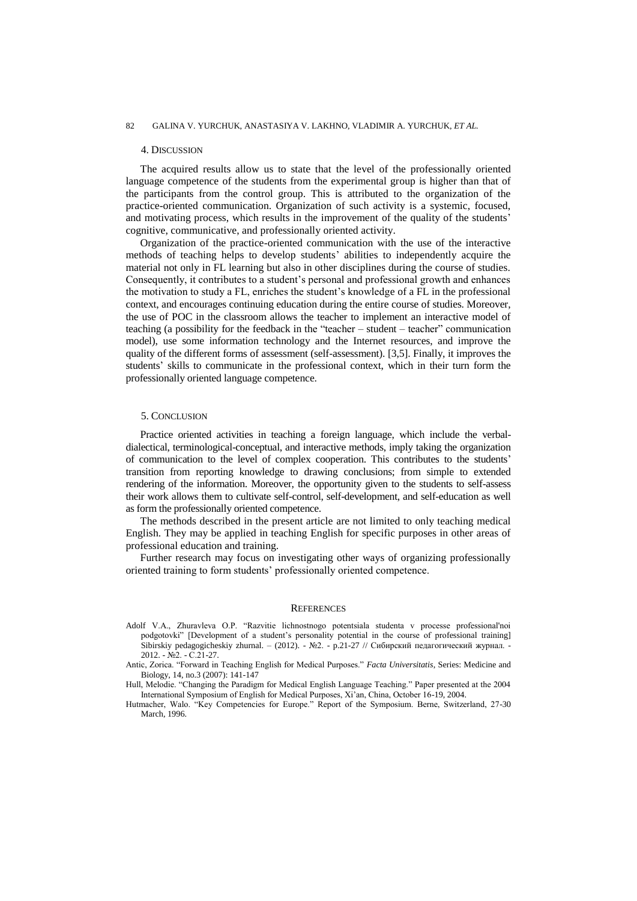## 4. Discussion

The acquired results allow us to state that the level of the professionally oriented language competence of the students from the experimental group is higher than that of the participants from the control group. This is attributed to the organization of the practice-oriented communication. Organization of such activity is a systemic, focused, and motivating process, which results in the improvement of the quality of the students' cognitive, communicative, and professionally oriented activity.

Organization of the practice-oriented communication with the use of the interactive methods of teaching helps to develop students' abilities to independently acquire the material not only in FL learning but also in other disciplines during the course of studies. Consequently, it contributes to a student's personal and professional growth and enhances the motivation to study a FL, enriches the student's knowledge of a FL in the professional context, and encourages continuing education during the entire course of studies. Moreover, the use of POC in the classroom allows the teacher to implement an interactive model of teaching (a possibility for the feedback in the "teacher – student – teacher" communication model), use some information technology and the Internet resources, and improve the quality of the different forms of assessment (self-assessment). [3,5]. Finally, it improves the students' skills to communicate in the professional context, which in their turn form the professionally oriented language competence.

## 5. Conclusion

Practice oriented activities in teaching a foreign language, which include the verbal-dialectical, terminological-conceptual, and interactive methods, imply taking the organization of communication to the level of complex cooperation. This contributes to the students' transition from reporting knowledge to drawing conclusions; from simple to extended rendering of the information. Moreover, the opportunity given to the students to self-assess their work allows them to cultivate self-control, self-development, and self-education as well as form the professionally oriented competence.

The methods described in the present article are not limited to only teaching medical English. They may be applied in teaching English for specific purposes in other areas of professional education and training.

Further research may focus on investigating other ways of organizing professionally oriented training to form students' professionally oriented competence.

## References

Adolf V.A., Zhuravleva O.P. "Razvitie lichnostnogo potentsiala studenta v processe professional'noi podgotovki" [Development of a student's personality potential in the course of professional training] Sibirskiy pedagogicheskiy zhurnal. – (2012). - №2. - p.21-27 // Сибирский педагогический журнал. - 2012. - №2. - С.21-27.

Antic, Zorica. "Forward in Teaching English for Medical Purposes." *Facta Universitatis*, Series: Medicine and Biology, 14, no.3 (2007): 141-147

Hull, Melodie. "Changing the Paradigm for Medical English Language Teaching." Paper presented at the 2004 International Symposium of English for Medical Purposes, Xi'an, China, October 16-19, 2004.

Hutmacher, Walo. "Key Competencies for Europe." Report of the Symposium. Berne, Switzerland, 27-30 March, 1996.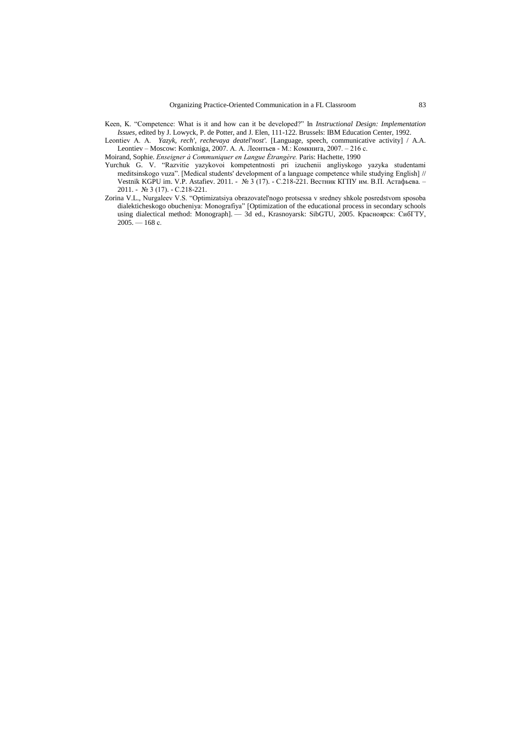Keen, K. "Competence: What is it and how can it be developed?" In *Instructional Design: Implementation Issues*, edited by J. Lowyck, P. de Potter, and J. Elen, 111-122. Brussels: IBM Education Center, 1992.

Leontiev A. A. *Yazyk, rech', rechevaya deatel'nost'.* [Language, speech, communicative activity] / A.A. Leontiev – Moscow: Komkniga, 2007. А. А. Леонтьев - М.: Комкнига, 2007. – 216 с.

Moirand, Sophie. *Enseigner à Communiquer en Langue Étrangère.* Paris: Hachette, 1990

Yurchuk G. V. "Razvitie yazykovoi kompetentnosti pri izuchenii angliyskogo yazyka studentami meditsinskogo vuza". [Medical students' development of a language competence while studying English] // Vestnik KGPU im. V.P. Astafiev. 2011. - № 3 (17). - С.218-221. Вестник КГПУ им. В.П. Астафьева. – 2011. - № 3 (17). - С.218-221.

Zorina V.L., Nurgaleev V.S. "Optimizatsiya obrazovatel'nogo protsessa v sredney shkole posredstvom sposoba dialekticheskogo obucheniya: Monografiya" [Optimization of the educational process in secondary schools using dialectical method: Monograph]. — 3d ed., Krasnoyarsk: SibGTU, 2005. Красноярск: СибГТУ, 2005. — 168 с.